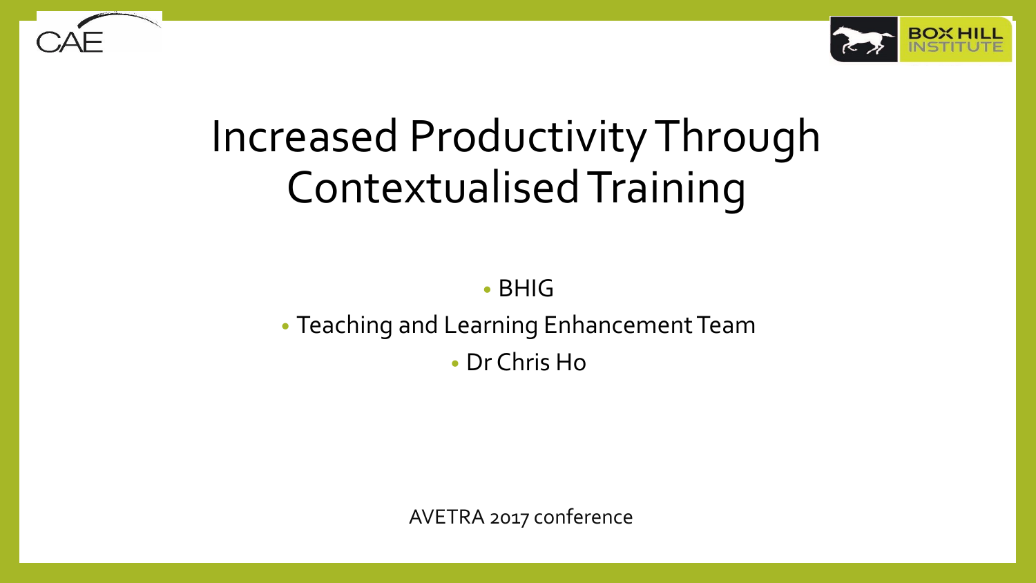# Increased Productivity Through Contextualised Training

- BHIG
- Teaching and Learning Enhancement Team
- Dr Chris Ho

AVETRA 2017 conference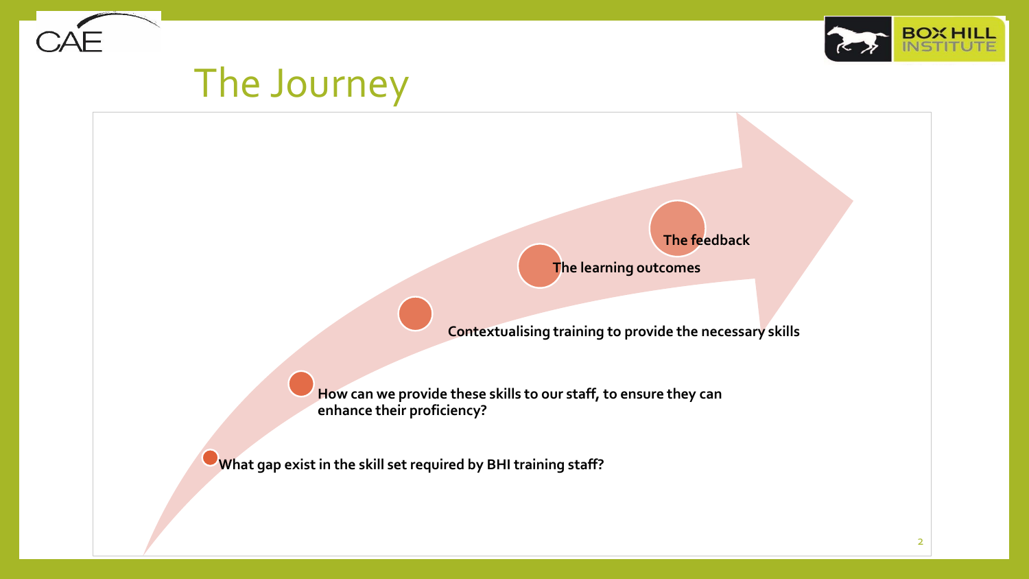# The Journey

- What gap exist in the skill set required by BHI training staff?
- How can we provide these skills to our staff, to ensure they can enhance their proficiency?
- Contextualising training to provide the necessary skills
- The learning outcomes
- The feedback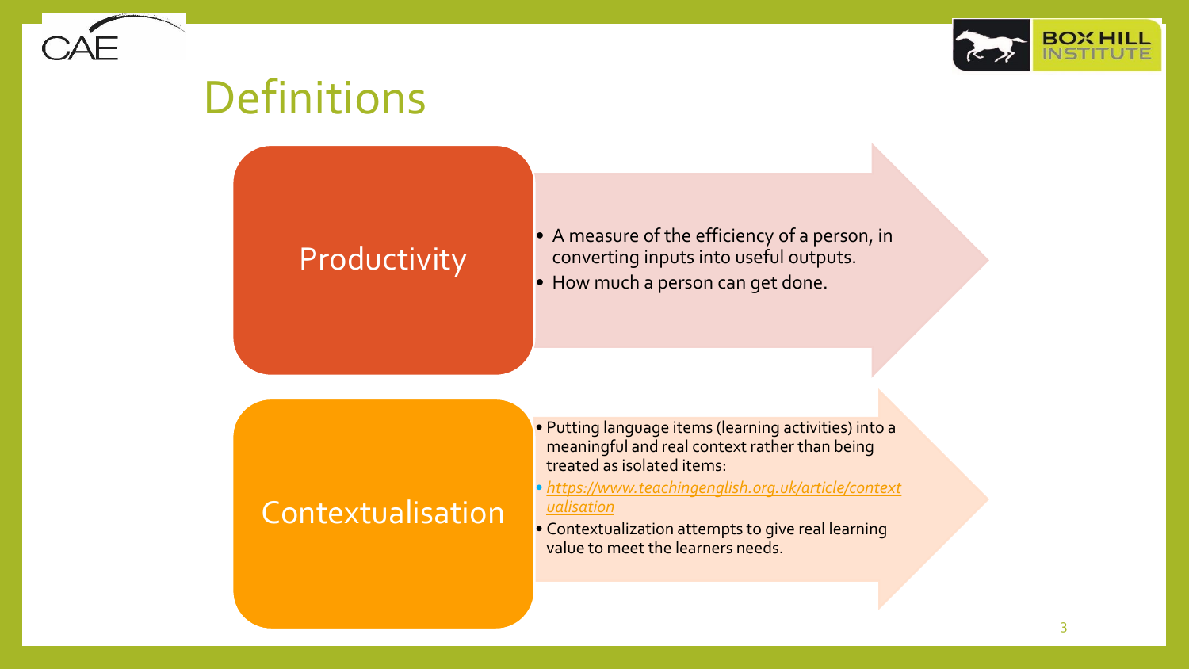# Definitions

## Productivity

- A measure of the efficiency of a person, in converting inputs into useful outputs.
- How much a person can get done.

## Contextualisation

- Putting language items (learning activities) into a meaningful and real context rather than being treated as isolated items:
- *https://www.teachingenglish.org.uk/article/contextualisation*
- Contextualization attempts to give real learning value to meet the learners needs.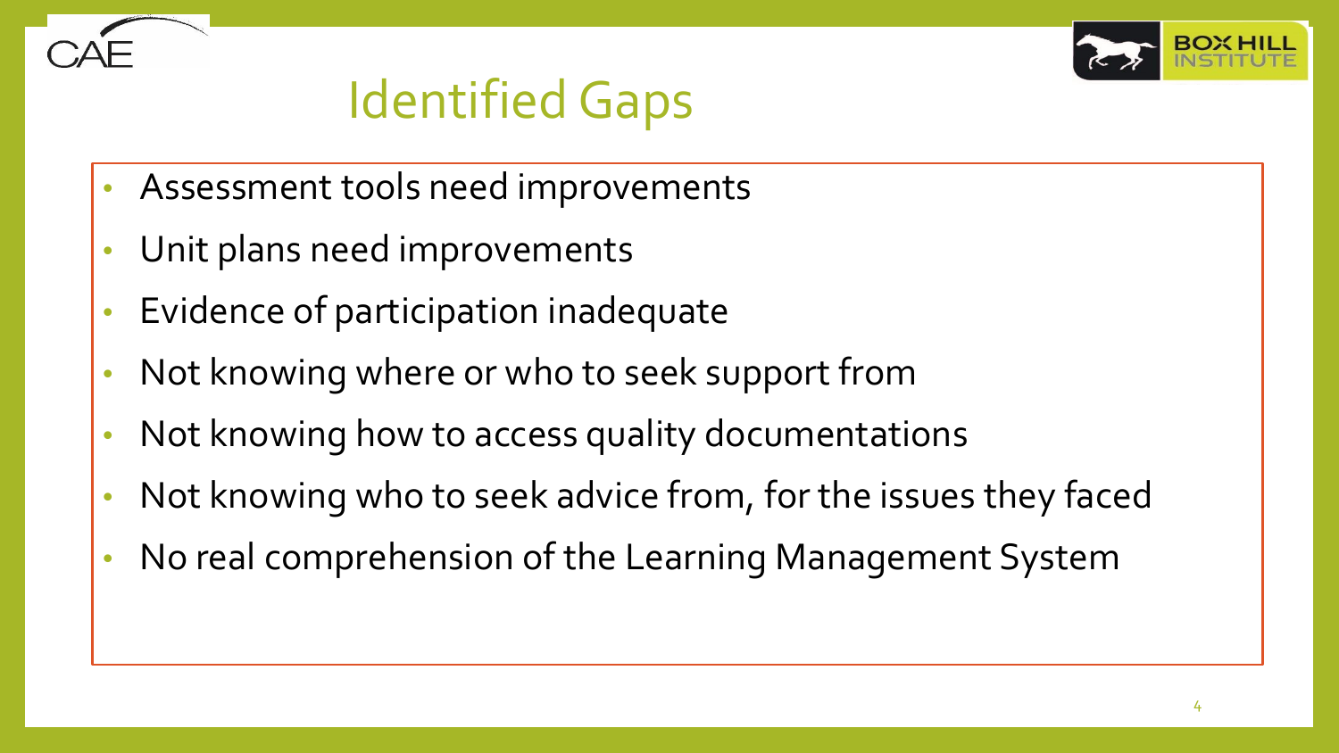# Identified Gaps

- Assessment tools need improvements
- Unit plans need improvements
- Evidence of participation inadequate
- Not knowing where or who to seek support from
- Not knowing how to access quality documentations
- Not knowing who to seek advice from, for the issues they faced
- No real comprehension of the Learning Management System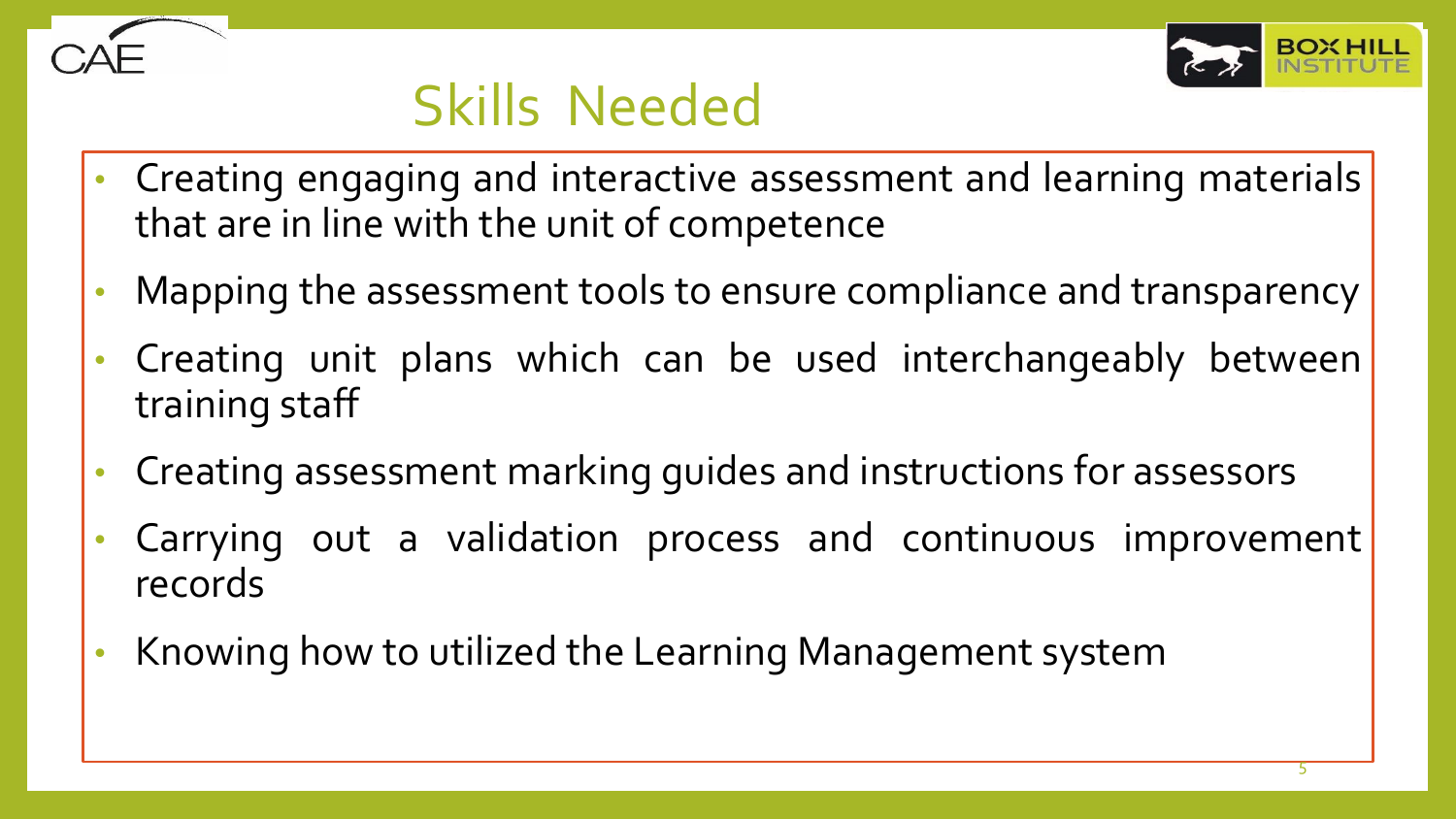# Skills Needed

- Creating engaging and interactive assessment and learning materials that are in line with the unit of competence
- Mapping the assessment tools to ensure compliance and transparency
- Creating unit plans which can be used interchangeably between training staff
- Creating assessment marking guides and instructions for assessors
- Carrying out a validation process and continuous improvement records
- Knowing how to utilized the Learning Management system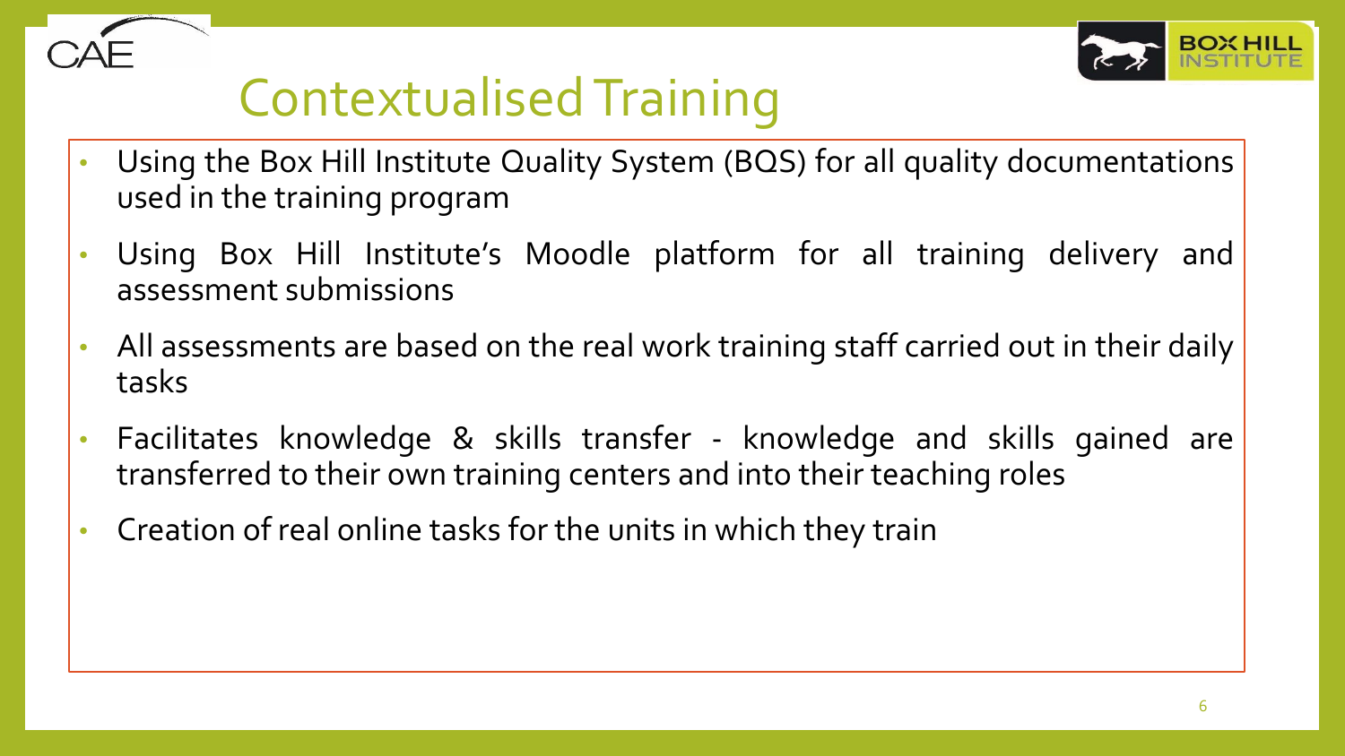# Contextualised Training

- Using the Box Hill Institute Quality System (BQS) for all quality documentations used in the training program
- Using Box Hill Institute's Moodle platform for all training delivery and assessment submissions
- All assessments are based on the real work training staff carried out in their daily tasks
- Facilitates knowledge & skills transfer - knowledge and skills gained are transferred to their own training centers and into their teaching roles
- Creation of real online tasks for the units in which they train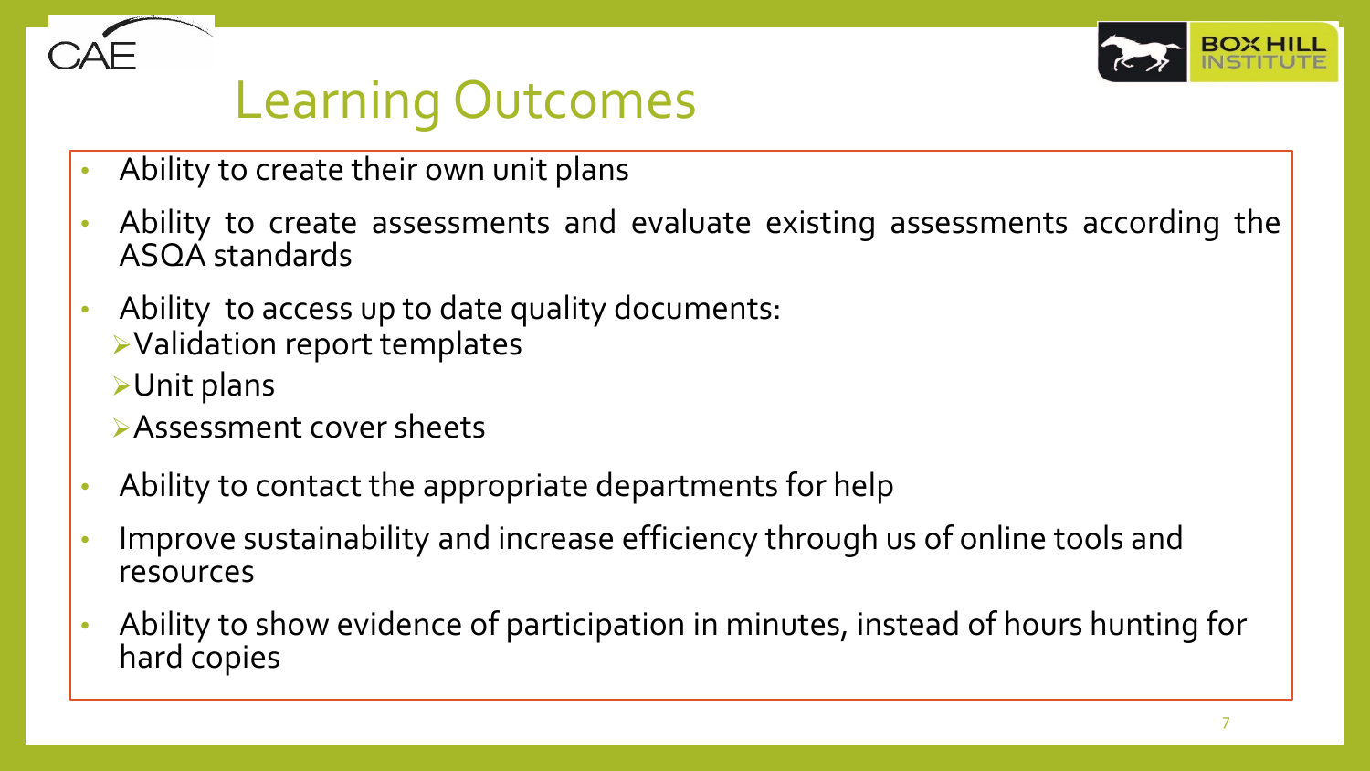# Learning Outcomes

- Ability to create their own unit plans
- Ability to create assessments and evaluate existing assessments according the ASQA standards
- Ability to access up to date quality documents:
  - Validation report templates
  - Unit plans
  - Assessment cover sheets
- Ability to contact the appropriate departments for help
- Improve sustainability and increase efficiency through us of online tools and resources
- Ability to show evidence of participation in minutes, instead of hours hunting for hard copies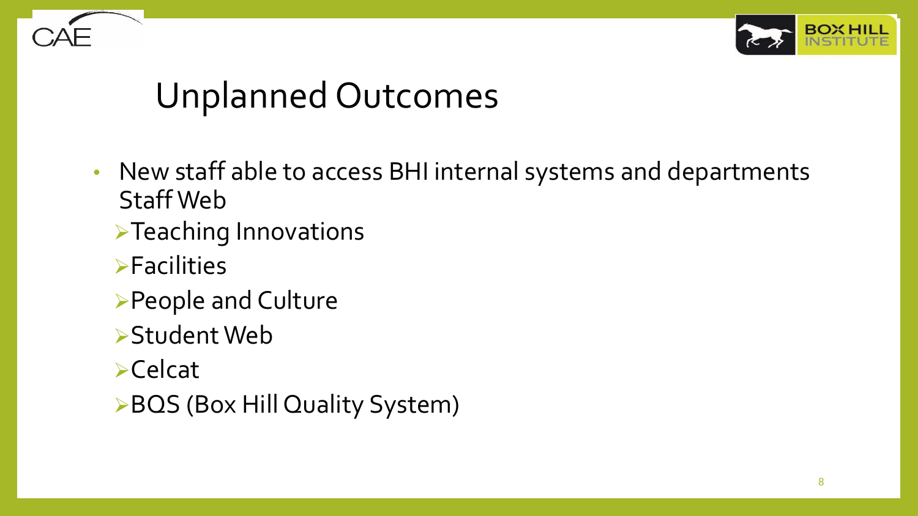# Unplanned Outcomes

- New staff able to access BHI internal systems and departments Staff Web
  - Teaching Innovations
  - Facilities
  - People and Culture
  - Student Web
  - Celcat
  - BQS (Box Hill Quality System)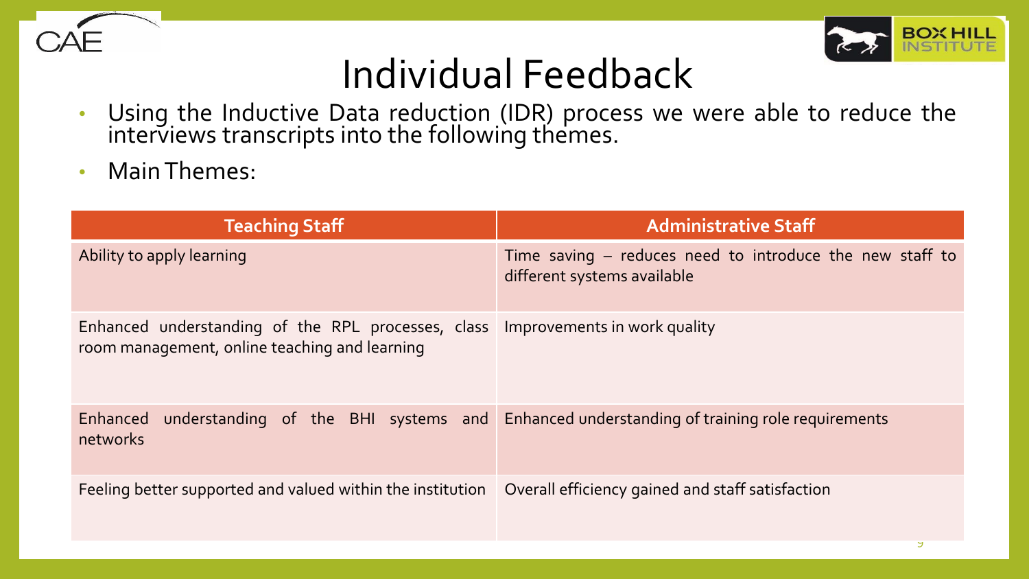# Individual Feedback

- Using the Inductive Data reduction (IDR) process we were able to reduce the interviews transcripts into the following themes.
- Main Themes:

| Teaching Staff | Administrative Staff |
| --- | --- |
| Ability to apply learning | Time saving – reduces need to introduce the new staff to different systems available |
| Enhanced understanding of the RPL processes, class room management, online teaching and learning | Improvements in work quality |
| Enhanced understanding of the BHI systems and networks | Enhanced understanding of training role requirements |
| Feeling better supported and valued within the institution | Overall efficiency gained and staff satisfaction |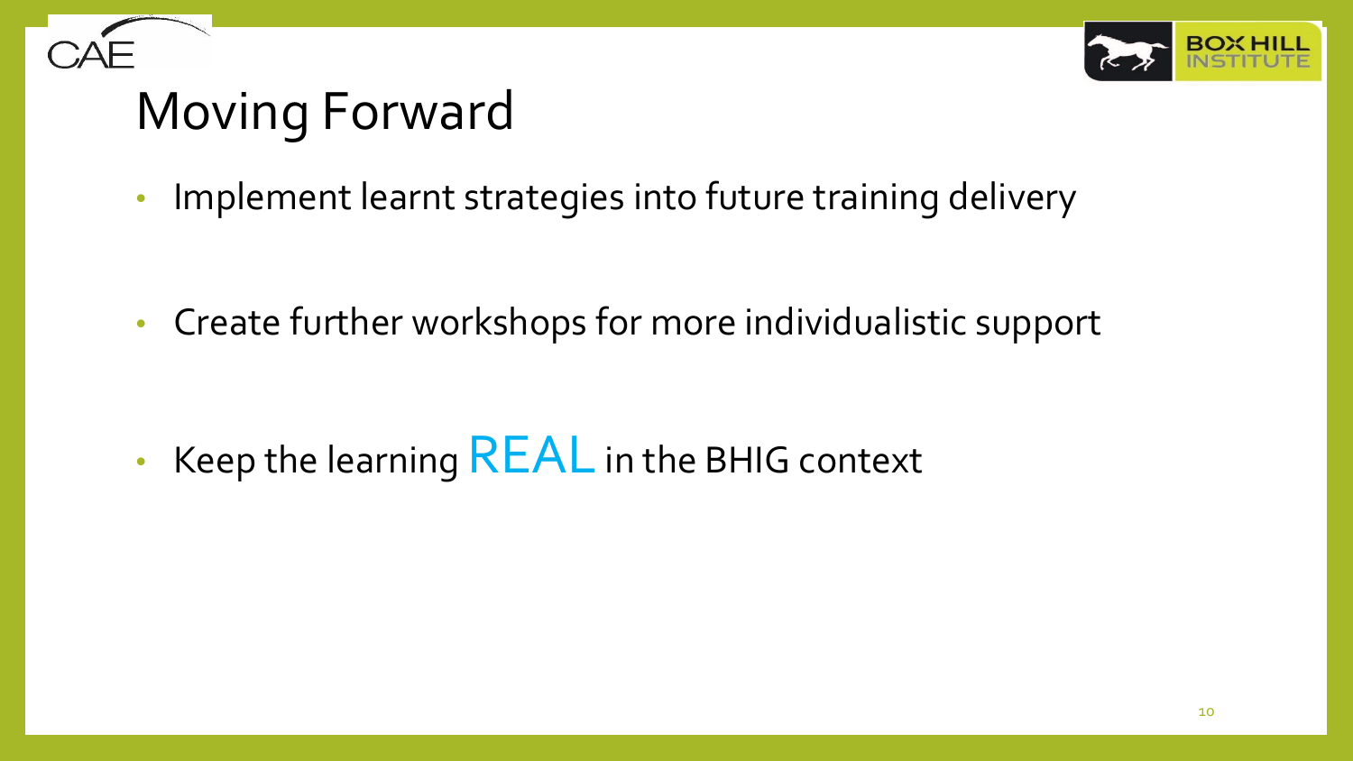# Moving Forward

- Implement learnt strategies into future training delivery
- Create further workshops for more individualistic support
- Keep the learning REAL in the BHIG context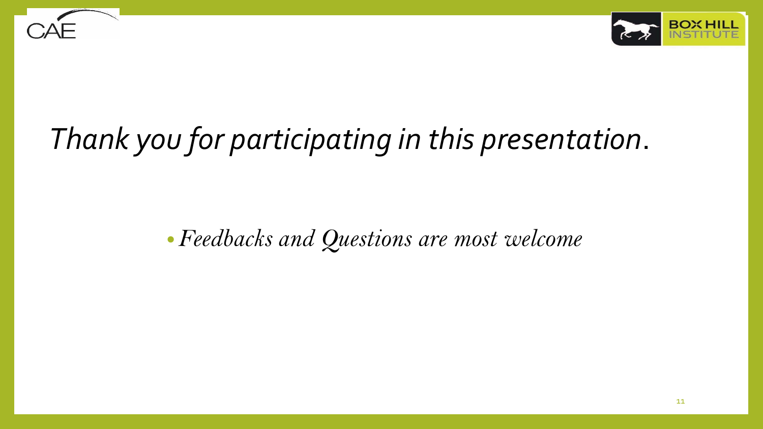# *Thank you for participating in this presentation.*

- *Feedbacks and Questions are most welcome*